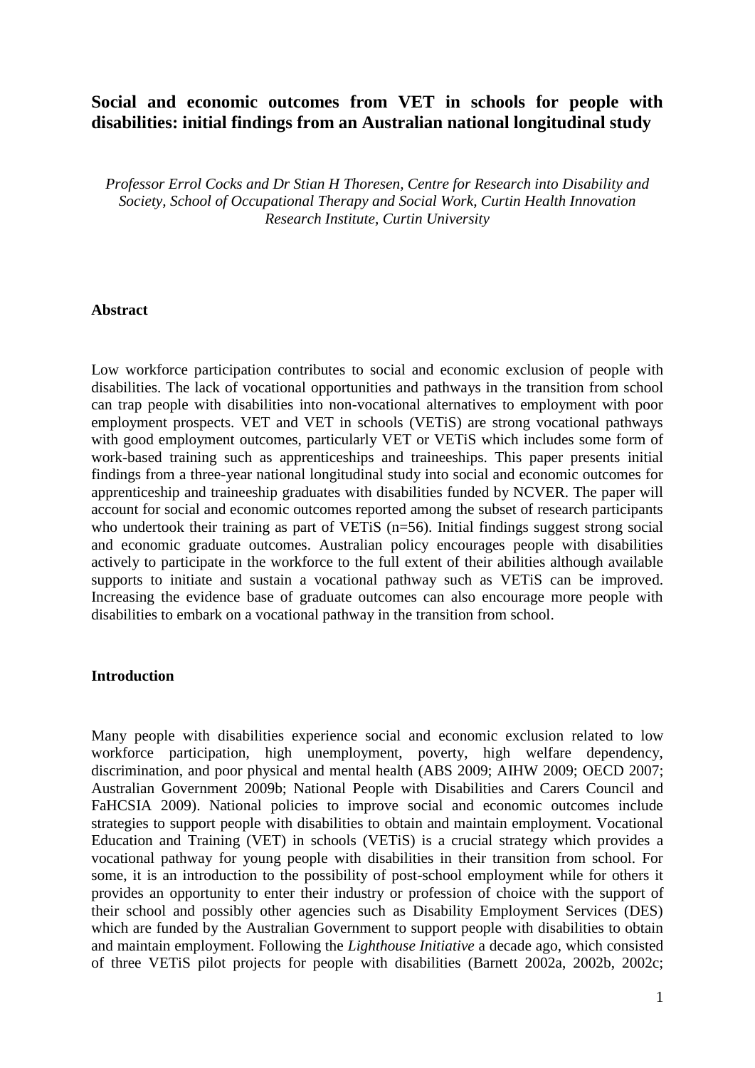# Social and economic outcomes from VET in schools for people with disabilities: initial findings from an Australian national longitudinal study

*Professor Errol Cocks and Dr Stian H Thoresen, Centre for Research into Disability and Society, School of Occupational Therapy and Social Work, Curtin Health Innovation Research Institute, Curtin University*

## Abstract

Low workforce participation contributes to social and economic exclusion of people with disabilities. The lack of vocational opportunities and pathways in the transition from school can trap people with disabilities into non-vocational alternatives to employment with poor employment prospects. VET and VET in schools (VETiS) are strong vocational pathways with good employment outcomes, particularly VET or VETiS which includes some form of work-based training such as apprenticeships and traineeships. This paper presents initial findings from a three-year national longitudinal study into social and economic outcomes for apprenticeship and traineeship graduates with disabilities funded by NCVER. The paper will account for social and economic outcomes reported among the subset of research participants who undertook their training as part of VETiS (n=56). Initial findings suggest strong social and economic graduate outcomes. Australian policy encourages people with disabilities actively to participate in the workforce to the full extent of their abilities although available supports to initiate and sustain a vocational pathway such as VETiS can be improved. Increasing the evidence base of graduate outcomes can also encourage more people with disabilities to embark on a vocational pathway in the transition from school.

## Introduction

Many people with disabilities experience social and economic exclusion related to low workforce participation, high unemployment, poverty, high welfare dependency, discrimination, and poor physical and mental health (ABS 2009; AIHW 2009; OECD 2007; Australian Government 2009b; National People with Disabilities and Carers Council and FaHCSIA 2009). National policies to improve social and economic outcomes include strategies to support people with disabilities to obtain and maintain employment. Vocational Education and Training (VET) in schools (VETiS) is a crucial strategy which provides a vocational pathway for young people with disabilities in their transition from school. For some, it is an introduction to the possibility of post-school employment while for others it provides an opportunity to enter their industry or profession of choice with the support of their school and possibly other agencies such as Disability Employment Services (DES) which are funded by the Australian Government to support people with disabilities to obtain and maintain employment. Following the *Lighthouse Initiative* a decade ago, which consisted of three VETiS pilot projects for people with disabilities (Barnett 2002a, 2002b, 2002c;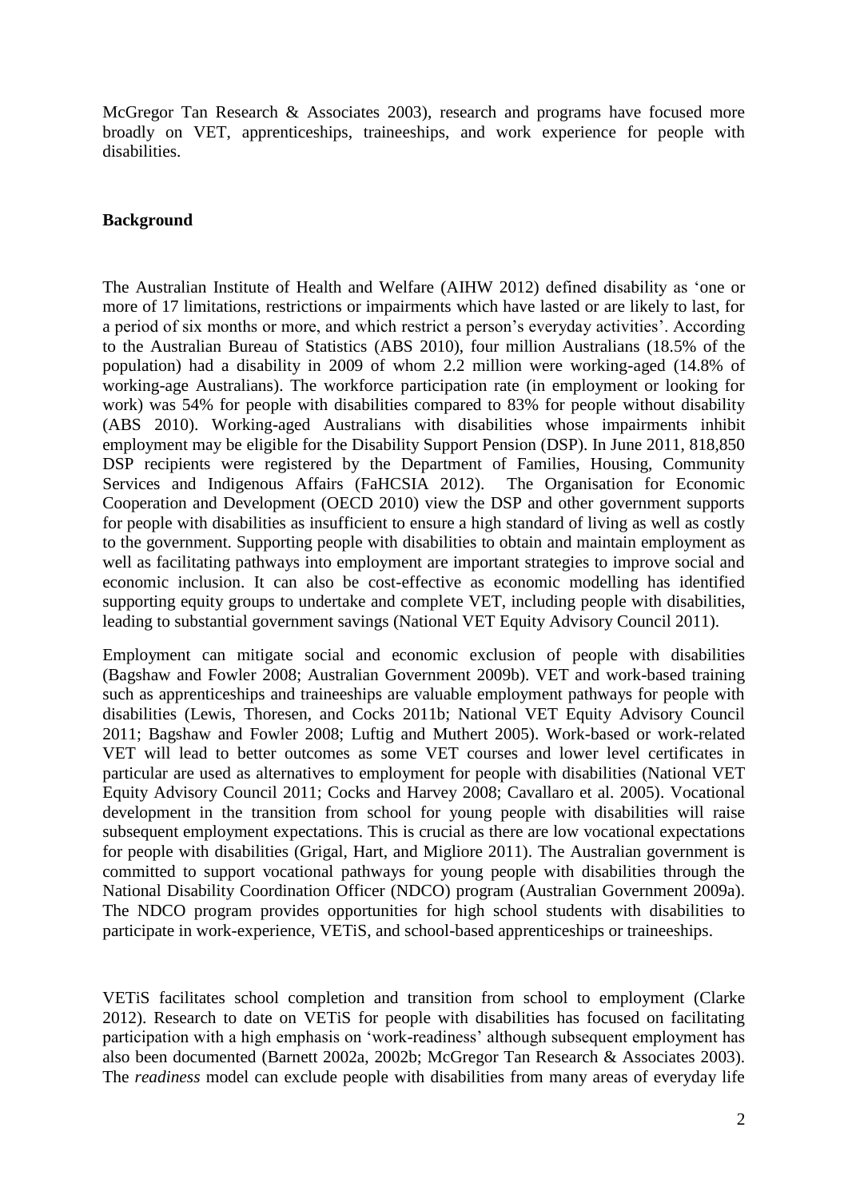McGregor Tan Research & Associates 2003), research and programs have focused more broadly on VET, apprenticeships, traineeships, and work experience for people with disabilities.

**Background**

The Australian Institute of Health and Welfare (AIHW 2012) defined disability as 'one or more of 17 limitations, restrictions or impairments which have lasted or are likely to last, for a period of six months or more, and which restrict a person's everyday activities'. According to the Australian Bureau of Statistics (ABS 2010), four million Australians (18.5% of the population) had a disability in 2009 of whom 2.2 million were working-aged (14.8% of working-age Australians). The workforce participation rate (in employment or looking for work) was 54% for people with disabilities compared to 83% for people without disability (ABS 2010). Working-aged Australians with disabilities whose impairments inhibit employment may be eligible for the Disability Support Pension (DSP). In June 2011, 818,850 DSP recipients were registered by the Department of Families, Housing, Community Services and Indigenous Affairs (FaHCSIA 2012). The Organisation for Economic Cooperation and Development (OECD 2010) view the DSP and other government supports for people with disabilities as insufficient to ensure a high standard of living as well as costly to the government. Supporting people with disabilities to obtain and maintain employment as well as facilitating pathways into employment are important strategies to improve social and economic inclusion. It can also be cost-effective as economic modelling has identified supporting equity groups to undertake and complete VET, including people with disabilities, leading to substantial government savings (National VET Equity Advisory Council 2011).

Employment can mitigate social and economic exclusion of people with disabilities (Bagshaw and Fowler 2008; Australian Government 2009b). VET and work-based training such as apprenticeships and traineeships are valuable employment pathways for people with disabilities (Lewis, Thoresen, and Cocks 2011b; National VET Equity Advisory Council 2011; Bagshaw and Fowler 2008; Luftig and Muthert 2005). Work-based or work-related VET will lead to better outcomes as some VET courses and lower level certificates in particular are used as alternatives to employment for people with disabilities (National VET Equity Advisory Council 2011; Cocks and Harvey 2008; Cavallaro et al. 2005). Vocational development in the transition from school for young people with disabilities will raise subsequent employment expectations. This is crucial as there are low vocational expectations for people with disabilities (Grigal, Hart, and Migliore 2011). The Australian government is committed to support vocational pathways for young people with disabilities through the National Disability Coordination Officer (NDCO) program (Australian Government 2009a). The NDCO program provides opportunities for high school students with disabilities to participate in work-experience, VETiS, and school-based apprenticeships or traineeships.

VETiS facilitates school completion and transition from school to employment (Clarke 2012). Research to date on VETiS for people with disabilities has focused on facilitating participation with a high emphasis on 'work-readiness' although subsequent employment has also been documented (Barnett 2002a, 2002b; McGregor Tan Research & Associates 2003). The *readiness* model can exclude people with disabilities from many areas of everyday life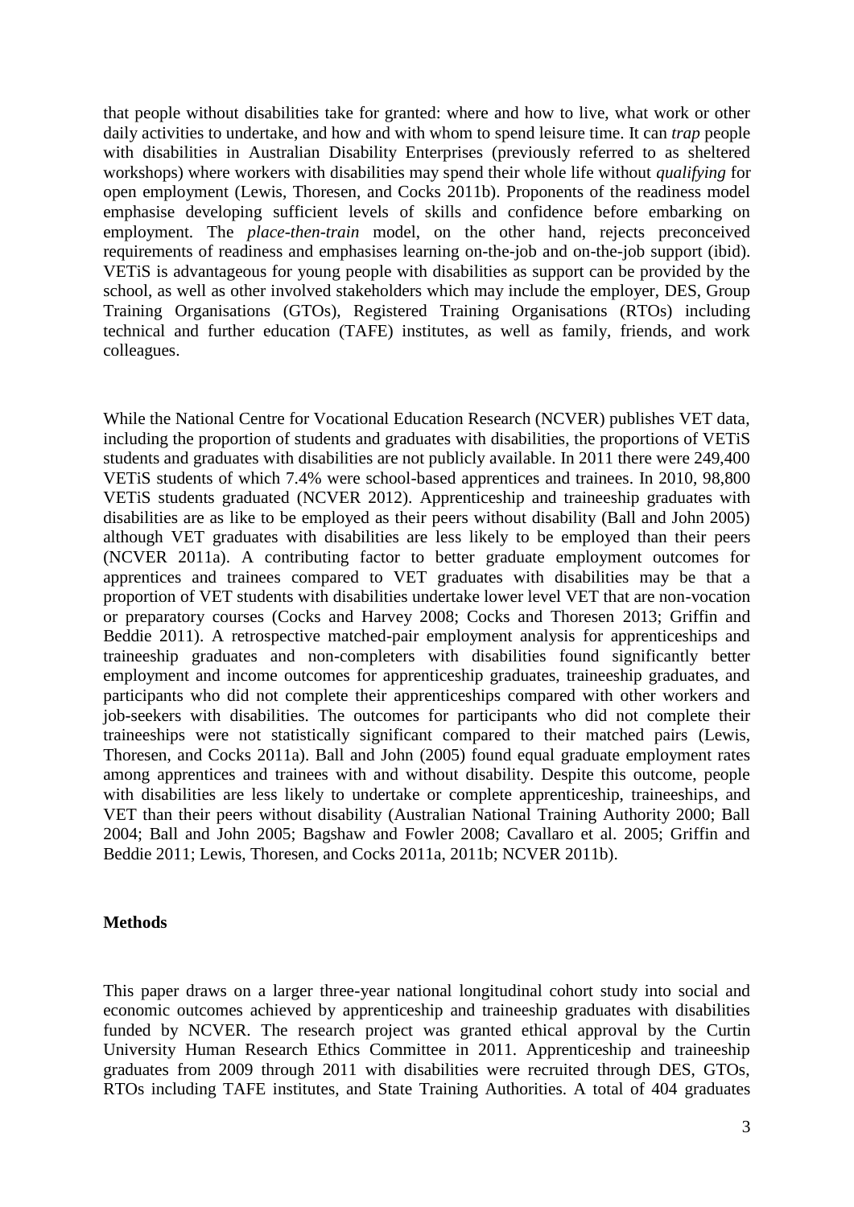that people without disabilities take for granted: where and how to live, what work or other daily activities to undertake, and how and with whom to spend leisure time. It can *trap* people with disabilities in Australian Disability Enterprises (previously referred to as sheltered workshops) where workers with disabilities may spend their whole life without *qualifying* for open employment (Lewis, Thoresen, and Cocks 2011b). Proponents of the readiness model emphasise developing sufficient levels of skills and confidence before embarking on employment. The *place-then-train* model, on the other hand, rejects preconceived requirements of readiness and emphasises learning on-the-job and on-the-job support (ibid). VETiS is advantageous for young people with disabilities as support can be provided by the school, as well as other involved stakeholders which may include the employer, DES, Group Training Organisations (GTOs), Registered Training Organisations (RTOs) including technical and further education (TAFE) institutes, as well as family, friends, and work colleagues.

While the National Centre for Vocational Education Research (NCVER) publishes VET data, including the proportion of students and graduates with disabilities, the proportions of VETiS students and graduates with disabilities are not publicly available. In 2011 there were 249,400 VETiS students of which 7.4% were school-based apprentices and trainees. In 2010, 98,800 VETiS students graduated (NCVER 2012). Apprenticeship and traineeship graduates with disabilities are as like to be employed as their peers without disability (Ball and John 2005) although VET graduates with disabilities are less likely to be employed than their peers (NCVER 2011a). A contributing factor to better graduate employment outcomes for apprentices and trainees compared to VET graduates with disabilities may be that a proportion of VET students with disabilities undertake lower level VET that are non-vocation or preparatory courses (Cocks and Harvey 2008; Cocks and Thoresen 2013; Griffin and Beddie 2011). A retrospective matched-pair employment analysis for apprenticeships and traineeship graduates and non-completers with disabilities found significantly better employment and income outcomes for apprenticeship graduates, traineeship graduates, and participants who did not complete their apprenticeships compared with other workers and job-seekers with disabilities. The outcomes for participants who did not complete their traineeships were not statistically significant compared to their matched pairs (Lewis, Thoresen, and Cocks 2011a). Ball and John (2005) found equal graduate employment rates among apprentices and trainees with and without disability. Despite this outcome, people with disabilities are less likely to undertake or complete apprenticeship, traineeships, and VET than their peers without disability (Australian National Training Authority 2000; Ball 2004; Ball and John 2005; Bagshaw and Fowler 2008; Cavallaro et al. 2005; Griffin and Beddie 2011; Lewis, Thoresen, and Cocks 2011a, 2011b; NCVER 2011b).

## Methods

This paper draws on a larger three-year national longitudinal cohort study into social and economic outcomes achieved by apprenticeship and traineeship graduates with disabilities funded by NCVER. The research project was granted ethical approval by the Curtin University Human Research Ethics Committee in 2011. Apprenticeship and traineeship graduates from 2009 through 2011 with disabilities were recruited through DES, GTOs, RTOs including TAFE institutes, and State Training Authorities. A total of 404 graduates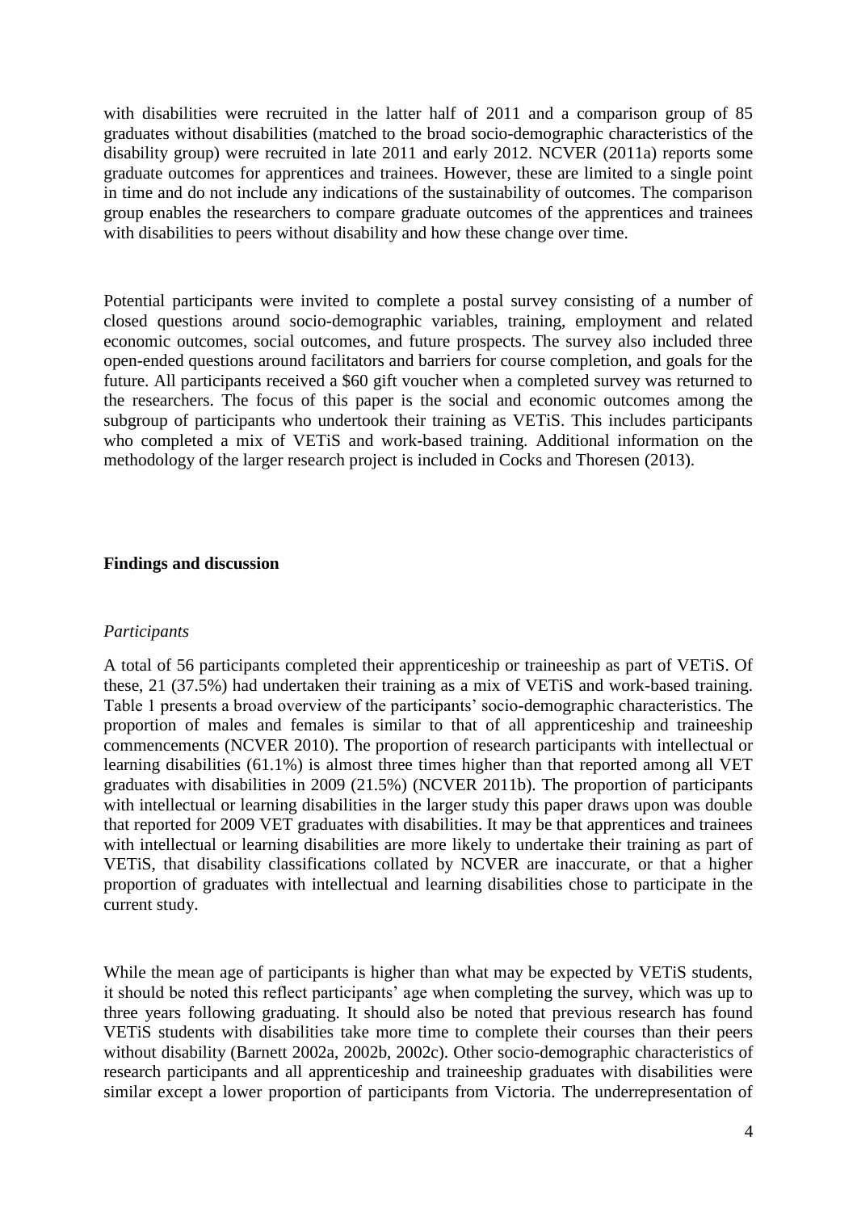with disabilities were recruited in the latter half of 2011 and a comparison group of 85 graduates without disabilities (matched to the broad socio-demographic characteristics of the disability group) were recruited in late 2011 and early 2012. NCVER (2011a) reports some graduate outcomes for apprentices and trainees. However, these are limited to a single point in time and do not include any indications of the sustainability of outcomes. The comparison group enables the researchers to compare graduate outcomes of the apprentices and trainees with disabilities to peers without disability and how these change over time.

Potential participants were invited to complete a postal survey consisting of a number of closed questions around socio-demographic variables, training, employment and related economic outcomes, social outcomes, and future prospects. The survey also included three open-ended questions around facilitators and barriers for course completion, and goals for the future. All participants received a $60 gift voucher when a completed survey was returned to the researchers. The focus of this paper is the social and economic outcomes among the subgroup of participants who undertook their training as VETiS. This includes participants who completed a mix of VETiS and work-based training. Additional information on the methodology of the larger research project is included in Cocks and Thoresen (2013).

**Findings and discussion**

*Participants*

A total of 56 participants completed their apprenticeship or traineeship as part of VETiS. Of these, 21 (37.5%) had undertaken their training as a mix of VETiS and work-based training. Table 1 presents a broad overview of the participants' socio-demographic characteristics. The proportion of males and females is similar to that of all apprenticeship and traineeship commencements (NCVER 2010). The proportion of research participants with intellectual or learning disabilities (61.1%) is almost three times higher than that reported among all VET graduates with disabilities in 2009 (21.5%) (NCVER 2011b). The proportion of participants with intellectual or learning disabilities in the larger study this paper draws upon was double that reported for 2009 VET graduates with disabilities. It may be that apprentices and trainees with intellectual or learning disabilities are more likely to undertake their training as part of VETiS, that disability classifications collated by NCVER are inaccurate, or that a higher proportion of graduates with intellectual and learning disabilities chose to participate in the current study.

While the mean age of participants is higher than what may be expected by VETiS students, it should be noted this reflect participants' age when completing the survey, which was up to three years following graduating. It should also be noted that previous research has found VETiS students with disabilities take more time to complete their courses than their peers without disability (Barnett 2002a, 2002b, 2002c). Other socio-demographic characteristics of research participants and all apprenticeship and traineeship graduates with disabilities were similar except a lower proportion of participants from Victoria. The underrepresentation of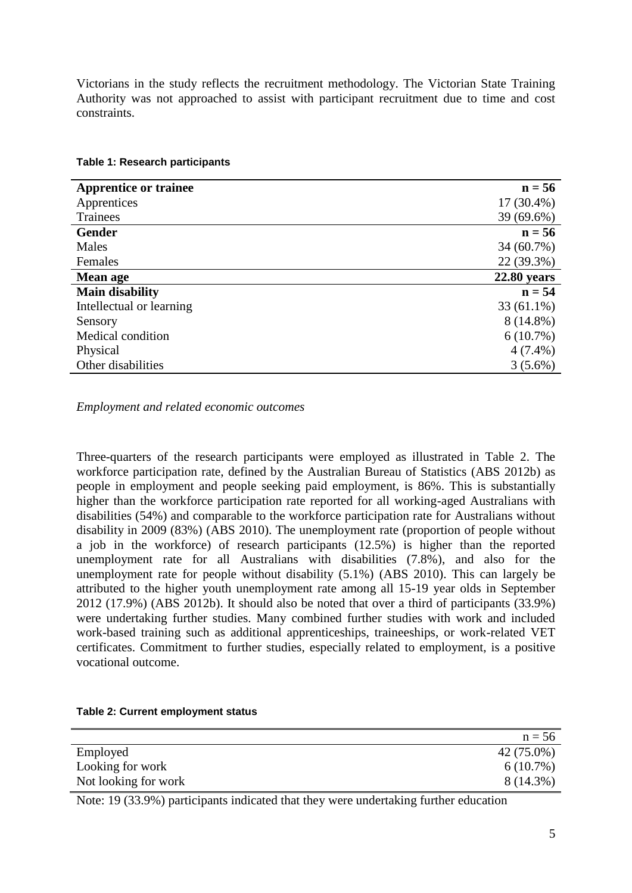Victorians in the study reflects the recruitment methodology. The Victorian State Training Authority was not approached to assist with participant recruitment due to time and cost constraints.

**Table 1: Research participants**

| | |
|---|---|
| **Apprentice or trainee** | **n = 56** |
| Apprentices | 17 (30.4%) |
| Trainees | 39 (69.6%) |
| **Gender** | **n = 56** |
| Males | 34 (60.7%) |
| Females | 22 (39.3%) |
| **Mean age** | **22.80 years** |
| **Main disability** | **n = 54** |
| Intellectual or learning | 33 (61.1%) |
| Sensory | 8 (14.8%) |
| Medical condition | 6 (10.7%) |
| Physical | 4 (7.4%) |
| Other disabilities | 3 (5.6%) |

*Employment and related economic outcomes*

Three-quarters of the research participants were employed as illustrated in Table 2. The workforce participation rate, defined by the Australian Bureau of Statistics (ABS 2012b) as people in employment and people seeking paid employment, is 86%. This is substantially higher than the workforce participation rate reported for all working-aged Australians with disabilities (54%) and comparable to the workforce participation rate for Australians without disability in 2009 (83%) (ABS 2010). The unemployment rate (proportion of people without a job in the workforce) of research participants (12.5%) is higher than the reported unemployment rate for all Australians with disabilities (7.8%), and also for the unemployment rate for people without disability (5.1%) (ABS 2010). This can largely be attributed to the higher youth unemployment rate among all 15-19 year olds in September 2012 (17.9%) (ABS 2012b). It should also be noted that over a third of participants (33.9%) were undertaking further studies. Many combined further studies with work and included work-based training such as additional apprenticeships, traineeships, or work-related VET certificates. Commitment to further studies, especially related to employment, is a positive vocational outcome.

**Table 2: Current employment status**

| | n = 56 |
|---|---|
| Employed | 42 (75.0%) |
| Looking for work | 6 (10.7%) |
| Not looking for work | 8 (14.3%) |

Note: 19 (33.9%) participants indicated that they were undertaking further education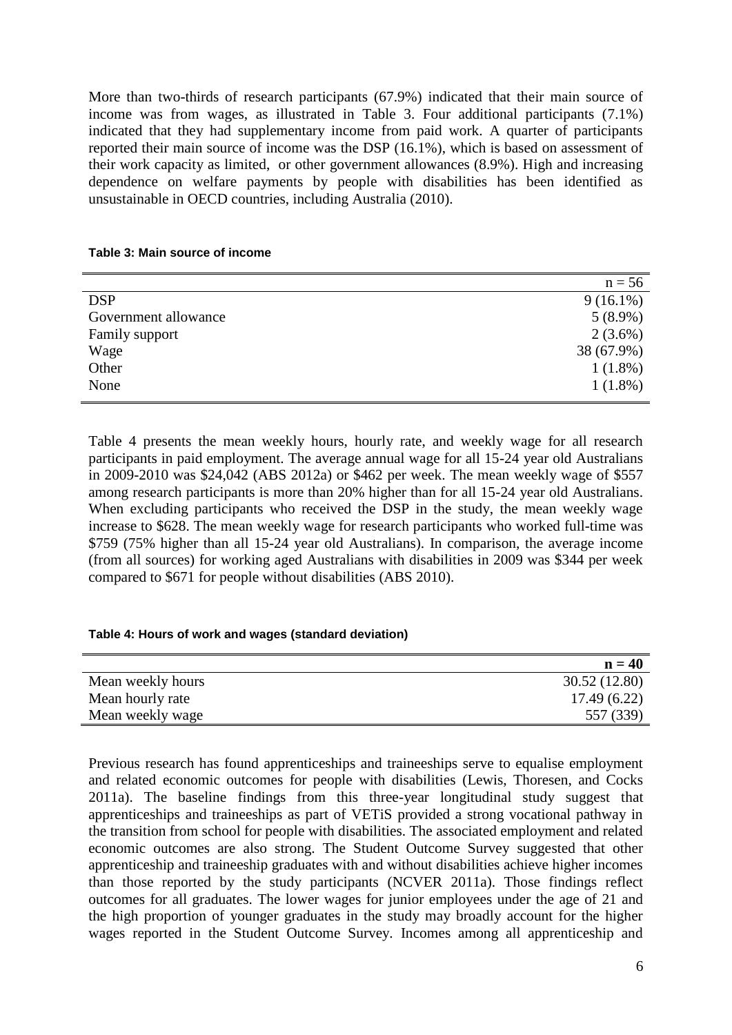More than two-thirds of research participants (67.9%) indicated that their main source of income was from wages, as illustrated in Table 3. Four additional participants (7.1%) indicated that they had supplementary income from paid work. A quarter of participants reported their main source of income was the DSP (16.1%), which is based on assessment of their work capacity as limited, or other government allowances (8.9%). High and increasing dependence on welfare payments by people with disabilities has been identified as unsustainable in OECD countries, including Australia (2010).

**Table 3: Main source of income**

| | n = 56 |
|---|---|
| DSP | 9 (16.1%) |
| Government allowance | 5 (8.9%) |
| Family support | 2 (3.6%) |
| Wage | 38 (67.9%) |
| Other | 1 (1.8%) |
| None | 1 (1.8%) |

Table 4 presents the mean weekly hours, hourly rate, and weekly wage for all research participants in paid employment. The average annual wage for all 15-24 year old Australians in 2009-2010 was $24,042 (ABS 2012a) or $462 per week. The mean weekly wage of $557 among research participants is more than 20% higher than for all 15-24 year old Australians. When excluding participants who received the DSP in the study, the mean weekly wage increase to $628. The mean weekly wage for research participants who worked full-time was $759 (75% higher than all 15-24 year old Australians). In comparison, the average income (from all sources) for working aged Australians with disabilities in 2009 was $344 per week compared to $671 for people without disabilities (ABS 2010).

**Table 4: Hours of work and wages (standard deviation)**

| | **n = 40** |
|---|---|
| Mean weekly hours | 30.52 (12.80) |
| Mean hourly rate | 17.49 (6.22) |
| Mean weekly wage | 557 (339) |

Previous research has found apprenticeships and traineeships serve to equalise employment and related economic outcomes for people with disabilities (Lewis, Thoresen, and Cocks 2011a). The baseline findings from this three-year longitudinal study suggest that apprenticeships and traineeships as part of VETiS provided a strong vocational pathway in the transition from school for people with disabilities. The associated employment and related economic outcomes are also strong. The Student Outcome Survey suggested that other apprenticeship and traineeship graduates with and without disabilities achieve higher incomes than those reported by the study participants (NCVER 2011a). Those findings reflect outcomes for all graduates. The lower wages for junior employees under the age of 21 and the high proportion of younger graduates in the study may broadly account for the higher wages reported in the Student Outcome Survey. Incomes among all apprenticeship and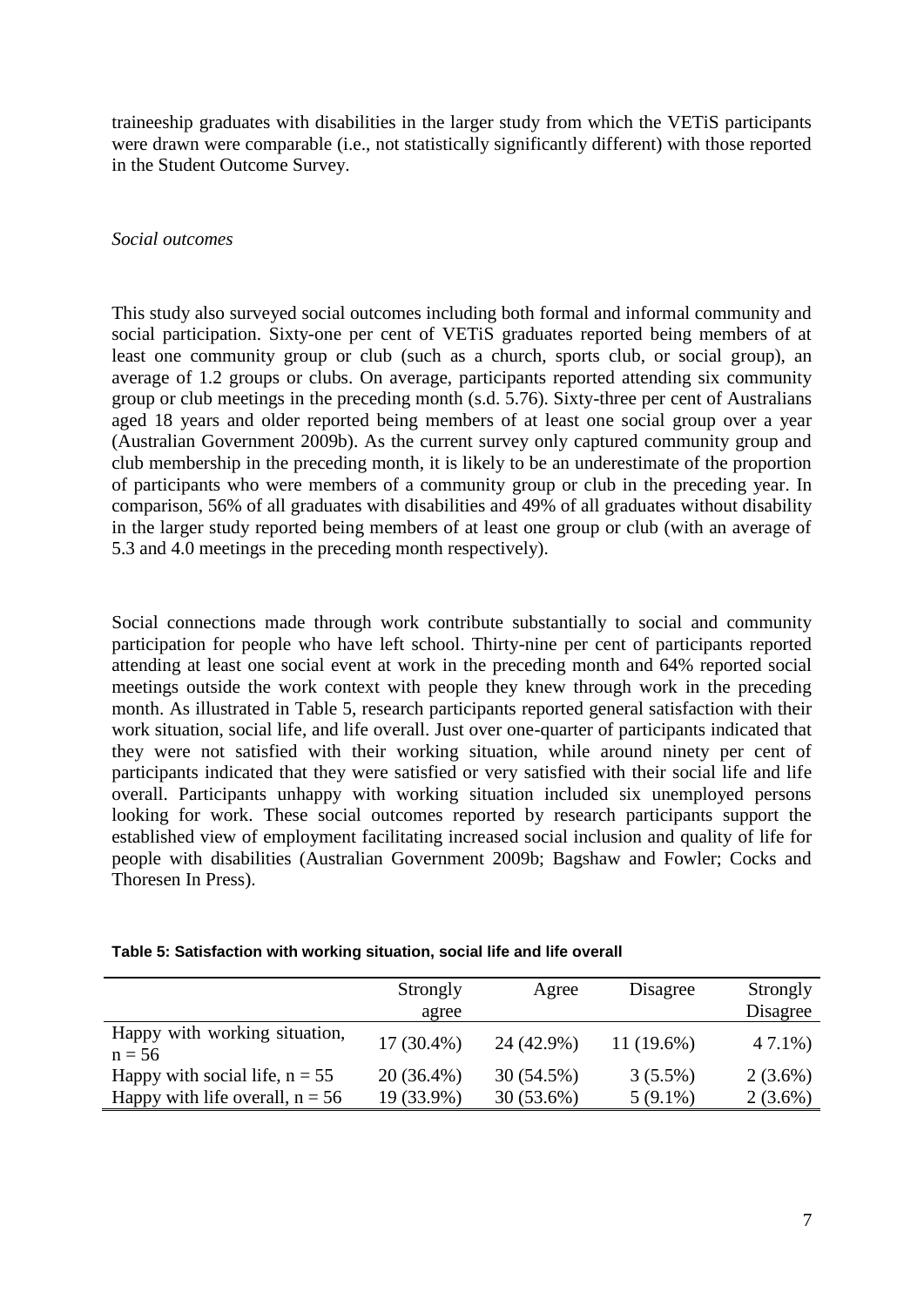traineeship graduates with disabilities in the larger study from which the VETiS participants were drawn were comparable (i.e., not statistically significantly different) with those reported in the Student Outcome Survey.

*Social outcomes*

This study also surveyed social outcomes including both formal and informal community and social participation. Sixty-one per cent of VETiS graduates reported being members of at least one community group or club (such as a church, sports club, or social group), an average of 1.2 groups or clubs. On average, participants reported attending six community group or club meetings in the preceding month (s.d. 5.76). Sixty-three per cent of Australians aged 18 years and older reported being members of at least one social group over a year (Australian Government 2009b). As the current survey only captured community group and club membership in the preceding month, it is likely to be an underestimate of the proportion of participants who were members of a community group or club in the preceding year. In comparison, 56% of all graduates with disabilities and 49% of all graduates without disability in the larger study reported being members of at least one group or club (with an average of 5.3 and 4.0 meetings in the preceding month respectively).

Social connections made through work contribute substantially to social and community participation for people who have left school. Thirty-nine per cent of participants reported attending at least one social event at work in the preceding month and 64% reported social meetings outside the work context with people they knew through work in the preceding month. As illustrated in Table 5, research participants reported general satisfaction with their work situation, social life, and life overall. Just over one-quarter of participants indicated that they were not satisfied with their working situation, while around ninety per cent of participants indicated that they were satisfied or very satisfied with their social life and life overall. Participants unhappy with working situation included six unemployed persons looking for work. These social outcomes reported by research participants support the established view of employment facilitating increased social inclusion and quality of life for people with disabilities (Australian Government 2009b; Bagshaw and Fowler; Cocks and Thoresen In Press).

**Table 5: Satisfaction with working situation, social life and life overall**

| | Strongly agree | Agree | Disagree | Strongly Disagree |
|---|---|---|---|---|
| Happy with working situation, n = 56 | 17 (30.4%) | 24 (42.9%) | 11 (19.6%) | 4 7.1%) |
| Happy with social life, n = 55 | 20 (36.4%) | 30 (54.5%) | 3 (5.5%) | 2 (3.6%) |
| Happy with life overall, n = 56 | 19 (33.9%) | 30 (53.6%) | 5 (9.1%) | 2 (3.6%) |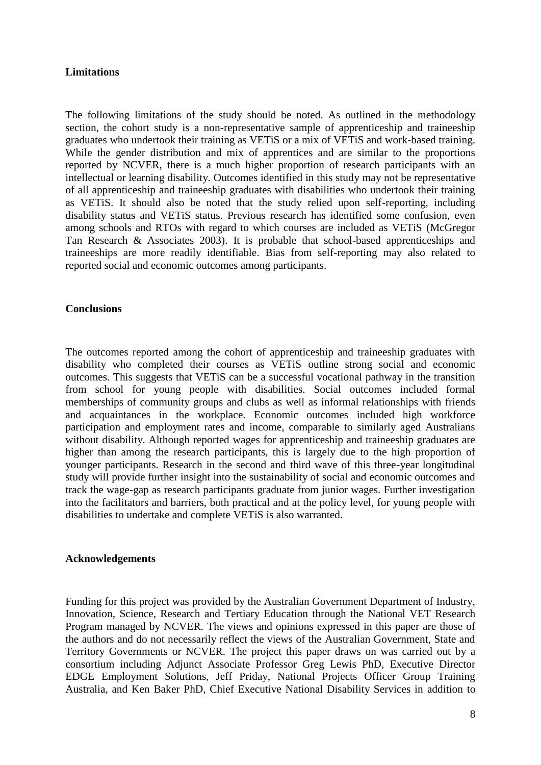**Limitations**

The following limitations of the study should be noted. As outlined in the methodology section, the cohort study is a non-representative sample of apprenticeship and traineeship graduates who undertook their training as VETiS or a mix of VETiS and work-based training. While the gender distribution and mix of apprentices and are similar to the proportions reported by NCVER, there is a much higher proportion of research participants with an intellectual or learning disability. Outcomes identified in this study may not be representative of all apprenticeship and traineeship graduates with disabilities who undertook their training as VETiS. It should also be noted that the study relied upon self-reporting, including disability status and VETiS status. Previous research has identified some confusion, even among schools and RTOs with regard to which courses are included as VETiS (McGregor Tan Research & Associates 2003). It is probable that school-based apprenticeships and traineeships are more readily identifiable. Bias from self-reporting may also related to reported social and economic outcomes among participants.

**Conclusions**

The outcomes reported among the cohort of apprenticeship and traineeship graduates with disability who completed their courses as VETiS outline strong social and economic outcomes. This suggests that VETiS can be a successful vocational pathway in the transition from school for young people with disabilities. Social outcomes included formal memberships of community groups and clubs as well as informal relationships with friends and acquaintances in the workplace. Economic outcomes included high workforce participation and employment rates and income, comparable to similarly aged Australians without disability. Although reported wages for apprenticeship and traineeship graduates are higher than among the research participants, this is largely due to the high proportion of younger participants. Research in the second and third wave of this three-year longitudinal study will provide further insight into the sustainability of social and economic outcomes and track the wage-gap as research participants graduate from junior wages. Further investigation into the facilitators and barriers, both practical and at the policy level, for young people with disabilities to undertake and complete VETiS is also warranted.

**Acknowledgements**

Funding for this project was provided by the Australian Government Department of Industry, Innovation, Science, Research and Tertiary Education through the National VET Research Program managed by NCVER. The views and opinions expressed in this paper are those of the authors and do not necessarily reflect the views of the Australian Government, State and Territory Governments or NCVER. The project this paper draws on was carried out by a consortium including Adjunct Associate Professor Greg Lewis PhD, Executive Director EDGE Employment Solutions, Jeff Priday, National Projects Officer Group Training Australia, and Ken Baker PhD, Chief Executive National Disability Services in addition to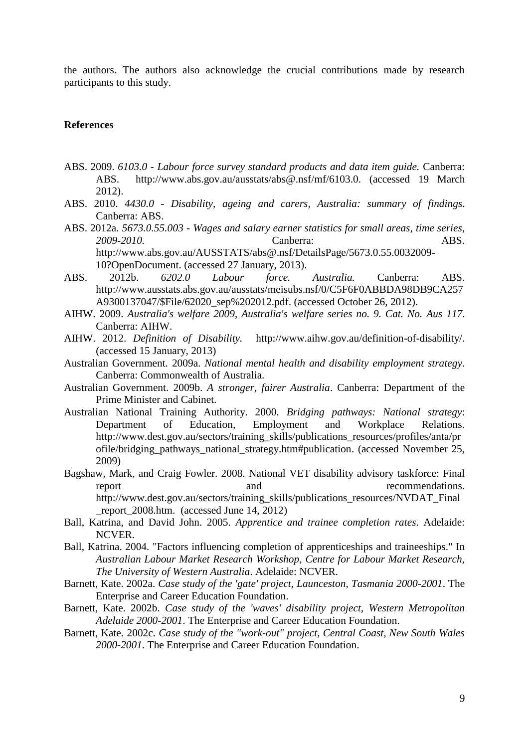the authors. The authors also acknowledge the crucial contributions made by research participants to this study.

## References

ABS. 2009. *6103.0 - Labour force survey standard products and data item guide.* Canberra: ABS. http://www.abs.gov.au/ausstats/abs@.nsf/mf/6103.0. (accessed 19 March 2012).

ABS. 2010. *4430.0 - Disability, ageing and carers, Australia: summary of findings*. Canberra: ABS.

ABS. 2012a. *5673.0.55.003 - Wages and salary earner statistics for small areas, time series, 2009-2010.* Canberra: ABS. http://www.abs.gov.au/AUSSTATS/abs@.nsf/DetailsPage/5673.0.55.0032009-10?OpenDocument. (accessed 27 January, 2013).

ABS. 2012b. *6202.0 Labour force. Australia.* Canberra: ABS. http://www.ausstats.abs.gov.au/ausstats/meisubs.nsf/0/C5F6F0ABBDA98DB9CA257A9300137047/$File/62020_sep%202012.pdf. (accessed October 26, 2012).

AIHW. 2009. *Australia's welfare 2009, Australia's welfare series no. 9. Cat. No. Aus 117*. Canberra: AIHW.

AIHW. 2012. *Definition of Disability.* http://www.aihw.gov.au/definition-of-disability/. (accessed 15 January, 2013)

Australian Government. 2009a. *National mental health and disability employment strategy*. Canberra: Commonwealth of Australia.

Australian Government. 2009b. *A stronger, fairer Australia*. Canberra: Department of the Prime Minister and Cabinet.

Australian National Training Authority. 2000. *Bridging pathways: National strategy*: Department of Education, Employment and Workplace Relations. http://www.dest.gov.au/sectors/training_skills/publications_resources/profiles/anta/profile/bridging_pathways_national_strategy.htm#publication. (accessed November 25, 2009)

Bagshaw, Mark, and Craig Fowler. 2008. National VET disability advisory taskforce: Final report and recommendations. http://www.dest.gov.au/sectors/training_skills/publications_resources/NVDAT_Final_report_2008.htm. (accessed June 14, 2012)

Ball, Katrina, and David John. 2005. *Apprentice and trainee completion rates*. Adelaide: NCVER.

Ball, Katrina. 2004. "Factors influencing completion of apprenticeships and traineeships." In *Australian Labour Market Research Workshop, Centre for Labour Market Research, The University of Western Australia*. Adelaide: NCVER.

Barnett, Kate. 2002a. *Case study of the 'gate' project, Launceston, Tasmania 2000-2001*. The Enterprise and Career Education Foundation.

Barnett, Kate. 2002b. *Case study of the 'waves' disability project, Western Metropolitan Adelaide 2000-2001*. The Enterprise and Career Education Foundation.

Barnett, Kate. 2002c. *Case study of the "work-out" project, Central Coast, New South Wales 2000-2001*. The Enterprise and Career Education Foundation.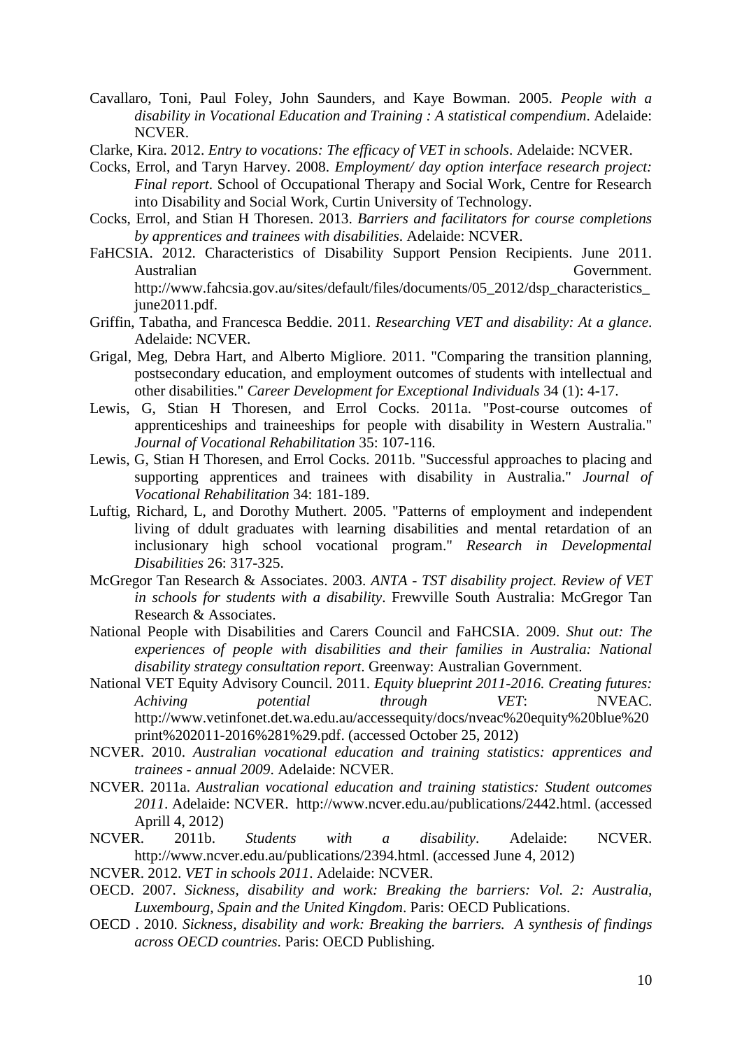Cavallaro, Toni, Paul Foley, John Saunders, and Kaye Bowman. 2005. *People with a disability in Vocational Education and Training : A statistical compendium*. Adelaide: NCVER.

Clarke, Kira. 2012. *Entry to vocations: The efficacy of VET in schools*. Adelaide: NCVER.

Cocks, Errol, and Taryn Harvey. 2008. *Employment/ day option interface research project: Final report*. School of Occupational Therapy and Social Work, Centre for Research into Disability and Social Work, Curtin University of Technology.

Cocks, Errol, and Stian H Thoresen. 2013. *Barriers and facilitators for course completions by apprentices and trainees with disabilities*. Adelaide: NCVER.

FaHCSIA. 2012. Characteristics of Disability Support Pension Recipients. June 2011. Australian Government. http://www.fahcsia.gov.au/sites/default/files/documents/05_2012/dsp_characteristics_june2011.pdf.

Griffin, Tabatha, and Francesca Beddie. 2011. *Researching VET and disability: At a glance*. Adelaide: NCVER.

Grigal, Meg, Debra Hart, and Alberto Migliore. 2011. "Comparing the transition planning, postsecondary education, and employment outcomes of students with intellectual and other disabilities." *Career Development for Exceptional Individuals* 34 (1): 4-17.

Lewis, G, Stian H Thoresen, and Errol Cocks. 2011a. "Post-course outcomes of apprenticeships and traineeships for people with disability in Western Australia." *Journal of Vocational Rehabilitation* 35: 107-116.

Lewis, G, Stian H Thoresen, and Errol Cocks. 2011b. "Successful approaches to placing and supporting apprentices and trainees with disability in Australia." *Journal of Vocational Rehabilitation* 34: 181-189.

Luftig, Richard, L, and Dorothy Muthert. 2005. "Patterns of employment and independent living of ddult graduates with learning disabilities and mental retardation of an inclusionary high school vocational program." *Research in Developmental Disabilities* 26: 317-325.

McGregor Tan Research & Associates. 2003. *ANTA - TST disability project. Review of VET in schools for students with a disability*. Frewville South Australia: McGregor Tan Research & Associates.

National People with Disabilities and Carers Council and FaHCSIA. 2009. *Shut out: The experiences of people with disabilities and their families in Australia: National disability strategy consultation report*. Greenway: Australian Government.

National VET Equity Advisory Council. 2011. *Equity blueprint 2011-2016. Creating futures: Achiving potential through VET*: NVEAC. http://www.vetinfonet.det.wa.edu.au/accessequity/docs/nveac%20equity%20blue%20print%202011-2016%281%29.pdf. (accessed October 25, 2012)

NCVER. 2010. *Australian vocational education and training statistics: apprentices and trainees - annual 2009*. Adelaide: NCVER.

NCVER. 2011a. *Australian vocational education and training statistics: Student outcomes 2011*. Adelaide: NCVER. http://www.ncver.edu.au/publications/2442.html. (accessed Aprill 4, 2012)

NCVER. 2011b. *Students with a disability*. Adelaide: NCVER. http://www.ncver.edu.au/publications/2394.html. (accessed June 4, 2012)

NCVER. 2012. *VET in schools 2011*. Adelaide: NCVER.

OECD. 2007. *Sickness, disability and work: Breaking the barriers: Vol. 2: Australia, Luxembourg, Spain and the United Kingdom*. Paris: OECD Publications.

OECD . 2010. *Sickness, disability and work: Breaking the barriers. A synthesis of findings across OECD countries*. Paris: OECD Publishing.